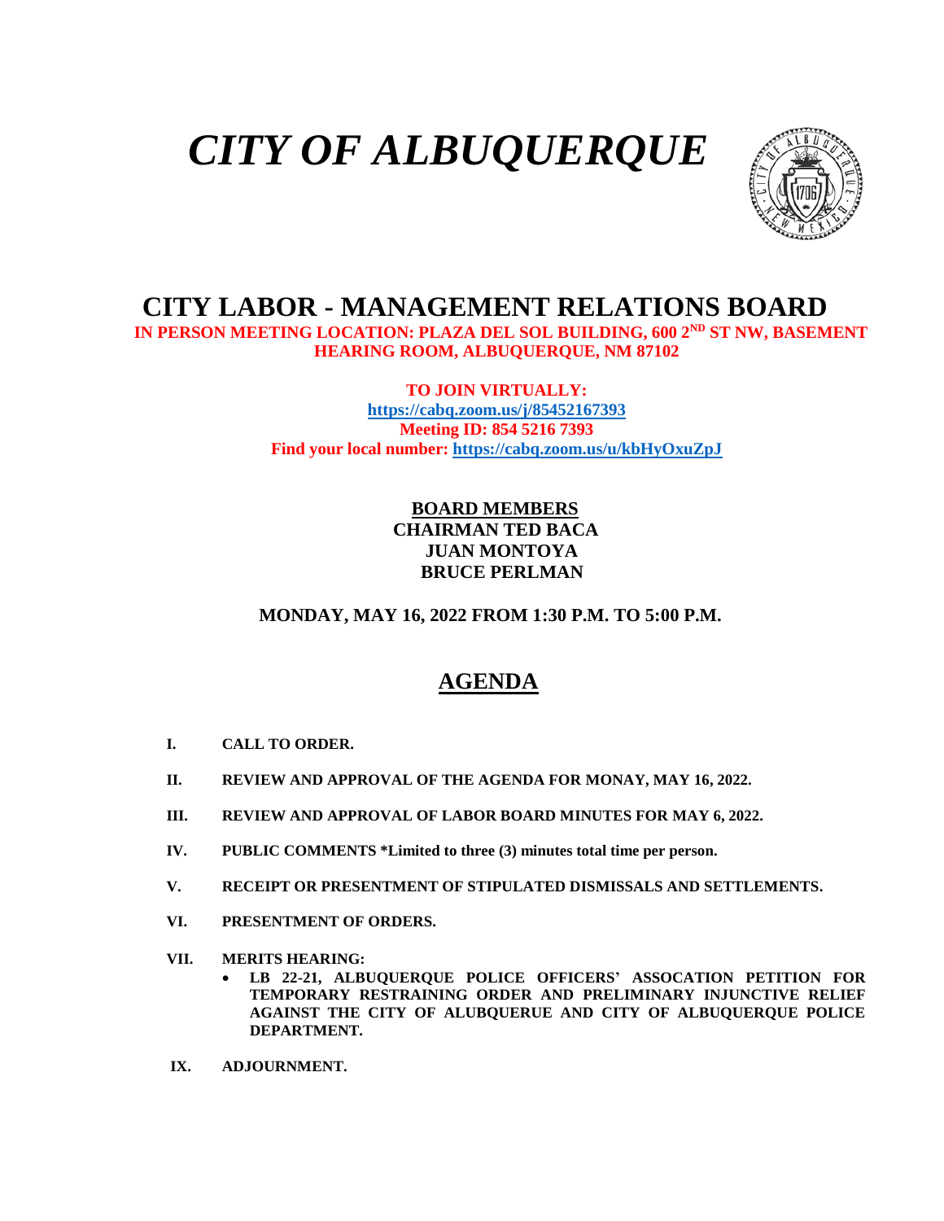# *CITY OF ALBUQUERQUE*

## CITY LABOR - MANAGEMENT RELATIONS BOARD

**IN PERSON MEETING LOCATION: PLAZA DEL SOL BUILDING, 600 2ND ST NW, BASEMENT HEARING ROOM, ALBUQUERQUE, NM 87102**

**TO JOIN VIRTUALLY:**
**https://cabq.zoom.us/j/85452167393**
**Meeting ID: 854 5216 7393**
**Find your local number: https://cabq.zoom.us/u/kbHyOxuZpJ**

**BOARD MEMBERS**
**CHAIRMAN TED BACA**
**JUAN MONTOYA**
**BRUCE PERLMAN**

**MONDAY, MAY 16, 2022 FROM 1:30 P.M. TO 5:00 P.M.**

## AGENDA

- **I. CALL TO ORDER.**
- **II. REVIEW AND APPROVAL OF THE AGENDA FOR MONAY, MAY 16, 2022.**
- **III. REVIEW AND APPROVAL OF LABOR BOARD MINUTES FOR MAY 6, 2022.**
- **IV. PUBLIC COMMENTS *Limited to three (3) minutes total time per person.**
- **V. RECEIPT OR PRESENTMENT OF STIPULATED DISMISSALS AND SETTLEMENTS.**
- **VI. PRESENTMENT OF ORDERS.**
- **VII. MERITS HEARING:**
  - **LB 22-21, ALBUQUERQUE POLICE OFFICERS' ASSOCATION PETITION FOR TEMPORARY RESTRAINING ORDER AND PRELIMINARY INJUNCTIVE RELIEF AGAINST THE CITY OF ALUBQUERUE AND CITY OF ALBUQUERQUE POLICE DEPARTMENT.**
- **IX. ADJOURNMENT.**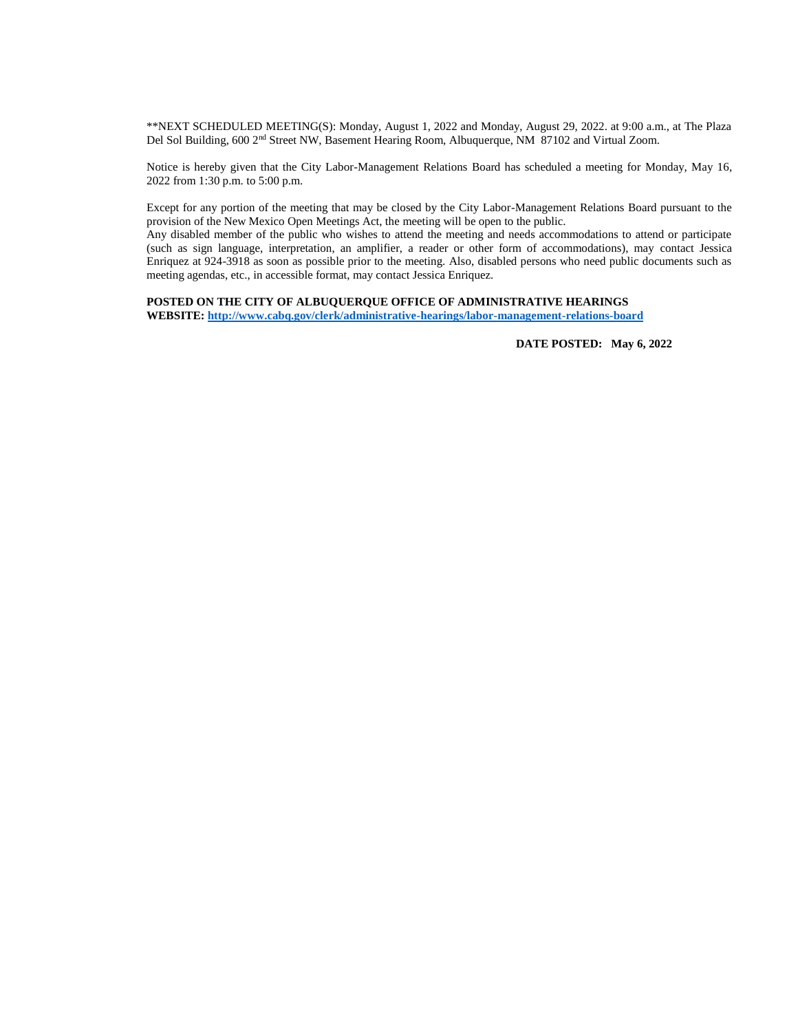**NEXT SCHEDULED MEETING(S): Monday, August 1, 2022 and Monday, August 29, 2022. at 9:00 a.m., at The Plaza Del Sol Building, 600 2nd Street NW, Basement Hearing Room, Albuquerque, NM 87102 and Virtual Zoom.

Notice is hereby given that the City Labor-Management Relations Board has scheduled a meeting for Monday, May 16, 2022 from 1:30 p.m. to 5:00 p.m.

Except for any portion of the meeting that may be closed by the City Labor-Management Relations Board pursuant to the provision of the New Mexico Open Meetings Act, the meeting will be open to the public.
Any disabled member of the public who wishes to attend the meeting and needs accommodations to attend or participate (such as sign language, interpretation, an amplifier, a reader or other form of accommodations), may contact Jessica Enriquez at 924-3918 as soon as possible prior to the meeting. Also, disabled persons who need public documents such as meeting agendas, etc., in accessible format, may contact Jessica Enriquez.

**POSTED ON THE CITY OF ALBUQUERQUE OFFICE OF ADMINISTRATIVE HEARINGS WEBSITE: http://www.cabq.gov/clerk/administrative-hearings/labor-management-relations-board**

**DATE POSTED: May 6, 2022**